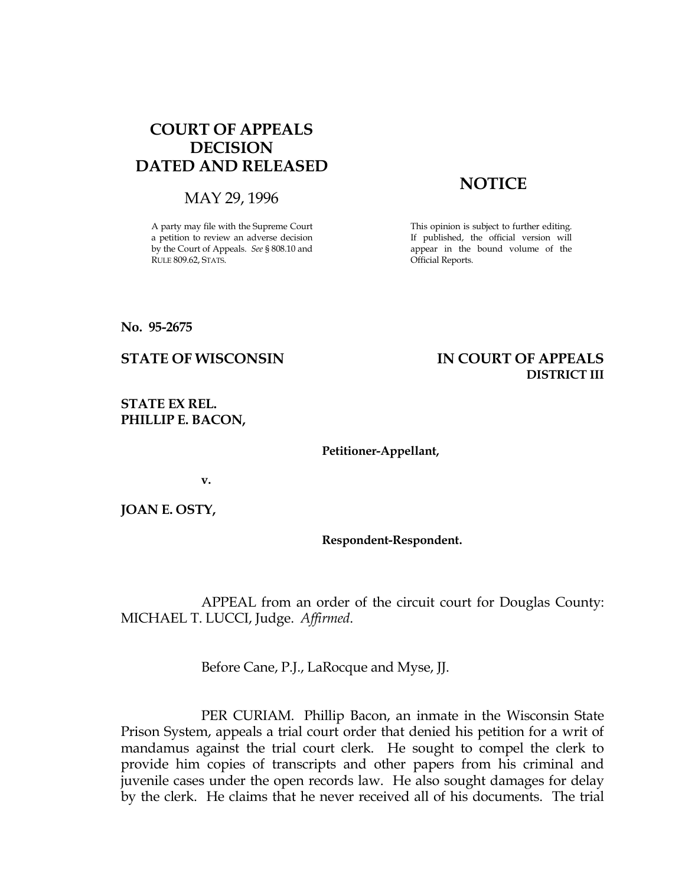# COURT OF APPEALS DECISION DATED AND RELEASED

MAY 29, 1996

A party may file with the Supreme Court a petition to review an adverse decision by the Court of Appeals. *See* § 808.10 and RULE 809.62, STATS.

## NOTICE

This opinion is subject to further editing. If published, the official version will appear in the bound volume of the Official Reports.

**No. 95-2675**

**STATE OF WISCONSIN** **IN COURT OF APPEALS**
**DISTRICT III**

**STATE EX REL.**
**PHILLIP E. BACON,**

**Petitioner-Appellant,**

**v.**

**JOAN E. OSTY,**

**Respondent-Respondent.**

APPEAL from an order of the circuit court for Douglas County: MICHAEL T. LUCCI, Judge. *Affirmed*.

Before Cane, P.J., LaRocque and Myse, JJ.

PER CURIAM. Phillip Bacon, an inmate in the Wisconsin State Prison System, appeals a trial court order that denied his petition for a writ of mandamus against the trial court clerk. He sought to compel the clerk to provide him copies of transcripts and other papers from his criminal and juvenile cases under the open records law. He also sought damages for delay by the clerk. He claims that he never received all of his documents. The trial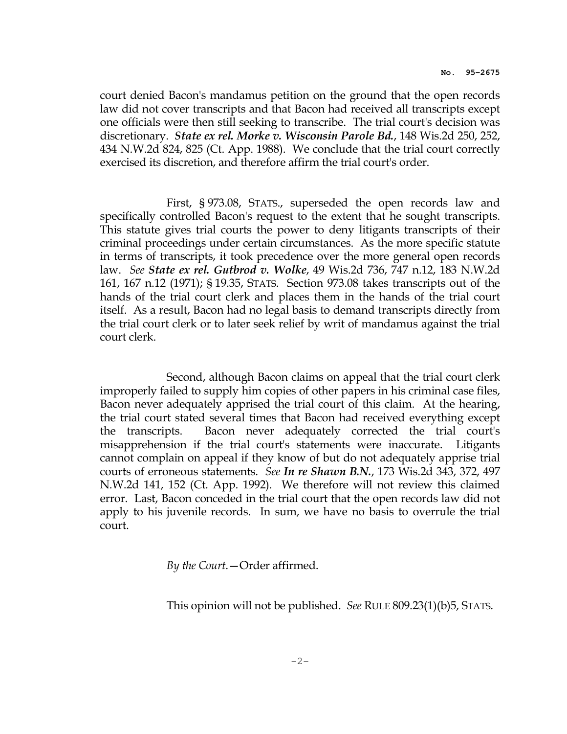court denied Bacon's mandamus petition on the ground that the open records law did not cover transcripts and that Bacon had received all transcripts except one officials were then still seeking to transcribe. The trial court's decision was discretionary. ***State ex rel. Morke v. Wisconsin Parole Bd.***, 148 Wis.2d 250, 252, 434 N.W.2d 824, 825 (Ct. App. 1988). We conclude that the trial court correctly exercised its discretion, and therefore affirm the trial court's order.

First, § 973.08, STATS., superseded the open records law and specifically controlled Bacon's request to the extent that he sought transcripts. This statute gives trial courts the power to deny litigants transcripts of their criminal proceedings under certain circumstances. As the more specific statute in terms of transcripts, it took precedence over the more general open records law. *See* ***State ex rel. Gutbrod v. Wolke***, 49 Wis.2d 736, 747 n.12, 183 N.W.2d 161, 167 n.12 (1971); § 19.35, STATS. Section 973.08 takes transcripts out of the hands of the trial court clerk and places them in the hands of the trial court itself. As a result, Bacon had no legal basis to demand transcripts directly from the trial court clerk or to later seek relief by writ of mandamus against the trial court clerk.

Second, although Bacon claims on appeal that the trial court clerk improperly failed to supply him copies of other papers in his criminal case files, Bacon never adequately apprised the trial court of this claim. At the hearing, the trial court stated several times that Bacon had received everything except the transcripts. Bacon never adequately corrected the trial court's misapprehension if the trial court's statements were inaccurate. Litigants cannot complain on appeal if they know of but do not adequately apprise trial courts of erroneous statements. *See* ***In re Shawn B.N.***, 173 Wis.2d 343, 372, 497 N.W.2d 141, 152 (Ct. App. 1992). We therefore will not review this claimed error. Last, Bacon conceded in the trial court that the open records law did not apply to his juvenile records. In sum, we have no basis to overrule the trial court.

*By the Court*.—Order affirmed.

This opinion will not be published. *See* RULE 809.23(1)(b)5, STATS.